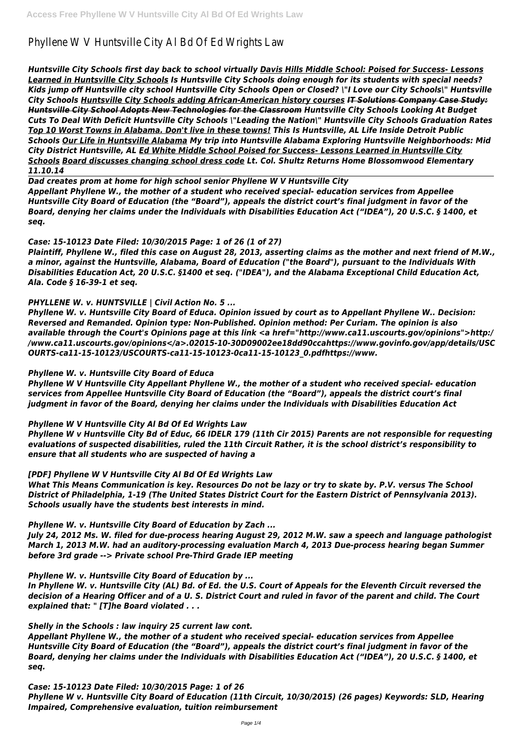# Phyllene W V Huntsville City Al Bd Of Ed Wrights Law

***Huntsville City Schools first day back to school virtually*** ***Davis Hills Middle School: Poised for Success- Lessons Learned in Huntsville City Schools*** ***Is Huntsville City Schools doing enough for its students with special needs? Kids jump off Huntsville city school Huntsville City Schools Open or Closed? \"I Love our City Schools\" Huntsville City Schools*** ***Huntsville City Schools adding African-American history courses*** ***IT Solutions Company Case Study: Huntsville City School Adopts New Technologies for the Classroom*** ***Huntsville City Schools Looking At Budget Cuts To Deal With Deficit Huntsville City Schools \"Leading the Nation\" Huntsville City Schools Graduation Rates*** ***Top 10 Worst Towns in Alabama. Don't live in these towns!*** ***This Is Huntsville, AL Life Inside Detroit Public Schools*** ***Our Life in Huntsville Alabama*** ***My trip into Huntsville Alabama Exploring Huntsville Neighborhoods: Mid City District Huntsville, AL*** ***Ed White Middle School Poised for Success- Lessons Learned in Huntsville City Schools*** ***Board discusses changing school dress code*** ***Lt. Col. Shultz Returns Home Blossomwood Elementary 11.10.14***

***Dad creates prom at home for high school senior Phyllene W V Huntsville City***

***Appellant Phyllene W., the mother of a student who received special- education services from Appellee Huntsville City Board of Education (the "Board"), appeals the district court's final judgment in favor of the Board, denying her claims under the Individuals with Disabilities Education Act ("IDEA"), 20 U.S.C. § 1400, et seq.***

***Case: 15-10123 Date Filed: 10/30/2015 Page: 1 of 26 (1 of 27)***

***Plaintiff, Phyllene W., filed this case on August 28, 2013, asserting claims as the mother and next friend of M.W., a minor, against the Huntsville, Alabama, Board of Education ("the Board"), pursuant to the Individuals With Disabilities Education Act, 20 U.S.C. §1400 et seq. ("IDEA"), and the Alabama Exceptional Child Education Act, Ala. Code § 16-39-1 et seq.***

***PHYLLENE W. v. HUNTSVILLE | Civil Action No. 5 ...***

***Phyllene W. v. Huntsville City Board of Educa. Opinion issued by court as to Appellant Phyllene W.. Decision: Reversed and Remanded. Opinion type: Non-Published. Opinion method: Per Curiam. The opinion is also available through the Court's Opinions page at this link <a href="http://www.ca11.uscourts.gov/opinions">http://www.ca11.uscourts.gov/opinions</a>.02015-10-30D09002ee18dd90ccahttps://www.govinfo.gov/app/details/USCOURTS-ca11-15-10123/USCOURTS-ca11-15-10123-0ca11-15-10123_0.pdfhttps://www.***

***Phyllene W. v. Huntsville City Board of Educa***

***Phyllene W V Huntsville City Appellant Phyllene W., the mother of a student who received special- education services from Appellee Huntsville City Board of Education (the "Board"), appeals the district court's final judgment in favor of the Board, denying her claims under the Individuals with Disabilities Education Act***

***Phyllene W V Huntsville City Al Bd Of Ed Wrights Law***

***Phyllene W v Huntsville City Bd of Educ, 66 IDELR 179 (11th Cir 2015) Parents are not responsible for requesting evaluations of suspected disabilities, ruled the 11th Circuit Rather, it is the school district's responsibility to ensure that all students who are suspected of having a***

***[PDF] Phyllene W V Huntsville City Al Bd Of Ed Wrights Law***

***What This Means Communication is key. Resources Do not be lazy or try to skate by. P.V. versus The School District of Philadelphia, 1-19 (The United States District Court for the Eastern District of Pennsylvania 2013). Schools usually have the students best interests in mind.***

***Phyllene W. v. Huntsville City Board of Education by Zach ...***

***July 24, 2012 Ms. W. filed for due-process hearing August 29, 2012 M.W. saw a speech and language pathologist March 1, 2013 M.W. had an auditory-processing evaluation March 4, 2013 Due-process hearing began Summer before 3rd grade --> Private school Pre-Third Grade IEP meeting***

***Phyllene W. v. Huntsville City Board of Education by ...***

***In Phyllene W. v. Huntsville City (AL) Bd. of Ed. the U.S. Court of Appeals for the Eleventh Circuit reversed the decision of a Hearing Officer and of a U. S. District Court and ruled in favor of the parent and child. The Court explained that: " [T]he Board violated . . .***

***Shelly in the Schools : law inquiry 25 current law cont.***

***Appellant Phyllene W., the mother of a student who received special- education services from Appellee Huntsville City Board of Education (the "Board"), appeals the district court's final judgment in favor of the Board, denying her claims under the Individuals with Disabilities Education Act ("IDEA"), 20 U.S.C. § 1400, et seq.***

***Case: 15-10123 Date Filed: 10/30/2015 Page: 1 of 26***

***Phyllene W v. Huntsville City Board of Education (11th Circuit, 10/30/2015) (26 pages) Keywords: SLD, Hearing Impaired, Comprehensive evaluation, tuition reimbursement***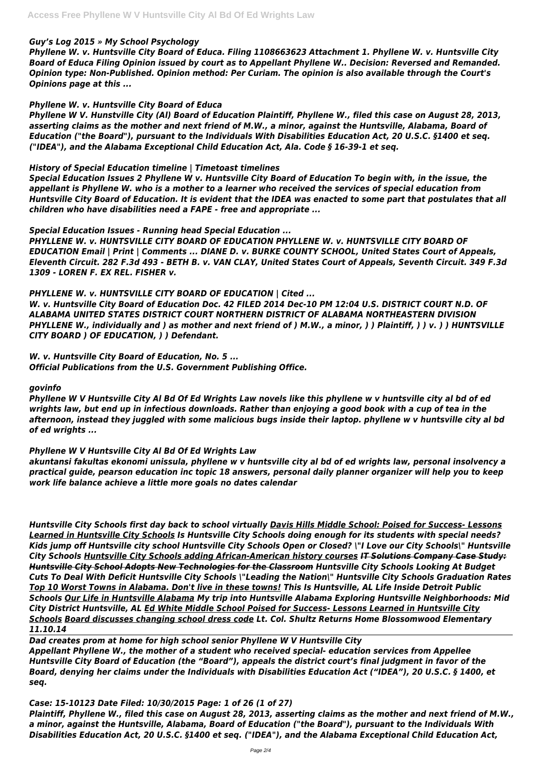*Guy's Log 2015 » My School Psychology*

*Phyllene W. v. Huntsville City Board of Educa. Filing 1108663623 Attachment 1. Phyllene W. v. Huntsville City Board of Educa Filing Opinion issued by court as to Appellant Phyllene W.. Decision: Reversed and Remanded. Opinion type: Non-Published. Opinion method: Per Curiam. The opinion is also available through the Court's Opinions page at this ...*

*Phyllene W. v. Huntsville City Board of Educa*

*Phyllene W V. Hunstville City (Al) Board of Education Plaintiff, Phyllene W., filed this case on August 28, 2013, asserting claims as the mother and next friend of M.W., a minor, against the Huntsville, Alabama, Board of Education ("the Board"), pursuant to the Individuals With Disabilities Education Act, 20 U.S.C. §1400 et seq. ("IDEA"), and the Alabama Exceptional Child Education Act, Ala. Code § 16-39-1 et seq.*

*History of Special Education timeline | Timetoast timelines*

*Special Education Issues 2 Phyllene W v. Huntsville City Board of Education To begin with, in the issue, the appellant is Phyllene W. who is a mother to a learner who received the services of special education from Huntsville City Board of Education. It is evident that the IDEA was enacted to some part that postulates that all children who have disabilities need a FAPE - free and appropriate ...*

*Special Education Issues - Running head Special Education ...*

*PHYLLENE W. v. HUNTSVILLE CITY BOARD OF EDUCATION PHYLLENE W. v. HUNTSVILLE CITY BOARD OF EDUCATION Email | Print | Comments ... DIANE D. v. BURKE COUNTY SCHOOL, United States Court of Appeals, Eleventh Circuit. 282 F.3d 493 - BETH B. v. VAN CLAY, United States Court of Appeals, Seventh Circuit. 349 F.3d 1309 - LOREN F. EX REL. FISHER v.*

*PHYLLENE W. v. HUNTSVILLE CITY BOARD OF EDUCATION | Cited ...*

*W. v. Huntsville City Board of Education Doc. 42 FILED 2014 Dec-10 PM 12:04 U.S. DISTRICT COURT N.D. OF ALABAMA UNITED STATES DISTRICT COURT NORTHERN DISTRICT OF ALABAMA NORTHEASTERN DIVISION PHYLLENE W., individually and ) as mother and next friend of ) M.W., a minor, ) ) Plaintiff, ) ) v. ) ) HUNTSVILLE CITY BOARD ) OF EDUCATION, ) ) Defendant.*

*W. v. Huntsville City Board of Education, No. 5 ...*
*Official Publications from the U.S. Government Publishing Office.*

*govinfo*

*Phyllene W V Huntsville City Al Bd Of Ed Wrights Law novels like this phyllene w v huntsville city al bd of ed wrights law, but end up in infectious downloads. Rather than enjoying a good book with a cup of tea in the afternoon, instead they juggled with some malicious bugs inside their laptop. phyllene w v huntsville city al bd of ed wrights ...*

*Phyllene W V Huntsville City Al Bd Of Ed Wrights Law*

*akuntansi fakultas ekonomi unissula, phyllene w v huntsville city al bd of ed wrights law, personal insolvency a practical guide, pearson education inc topic 18 answers, personal daily planner organizer will help you to keep work life balance achieve a little more goals no dates calendar*

*Huntsville City Schools first day back to school virtually Davis Hills Middle School: Poised for Success- Lessons Learned in Huntsville City Schools Is Huntsville City Schools doing enough for its students with special needs? Kids jump off Huntsville city school Huntsville City Schools Open or Closed? "I Love our City Schools" Huntsville City Schools Huntsville City Schools adding African-American history courses IT Solutions Company Case Study: Huntsville City School Adopts New Technologies for the Classroom Huntsville City Schools Looking At Budget Cuts To Deal With Deficit Huntsville City Schools "Leading the Nation" Huntsville City Schools Graduation Rates Top 10 Worst Towns in Alabama. Don't live in these towns! This Is Huntsville, AL Life Inside Detroit Public Schools Our Life in Huntsville Alabama My trip into Huntsville Alabama Exploring Huntsville Neighborhoods: Mid City District Huntsville, AL Ed White Middle School Poised for Success- Lessons Learned in Huntsville City Schools Board discusses changing school dress code Lt. Col. Shultz Returns Home Blossomwood Elementary 11.10.14*

*Dad creates prom at home for high school senior Phyllene W V Huntsville City*
*Appellant Phyllene W., the mother of a student who received special- education services from Appellee Huntsville City Board of Education (the "Board"), appeals the district court's final judgment in favor of the Board, denying her claims under the Individuals with Disabilities Education Act ("IDEA"), 20 U.S.C. § 1400, et seq.*

*Case: 15-10123 Date Filed: 10/30/2015 Page: 1 of 26 (1 of 27)*

*Plaintiff, Phyllene W., filed this case on August 28, 2013, asserting claims as the mother and next friend of M.W., a minor, against the Huntsville, Alabama, Board of Education ("the Board"), pursuant to the Individuals With Disabilities Education Act, 20 U.S.C. §1400 et seq. ("IDEA"), and the Alabama Exceptional Child Education Act,*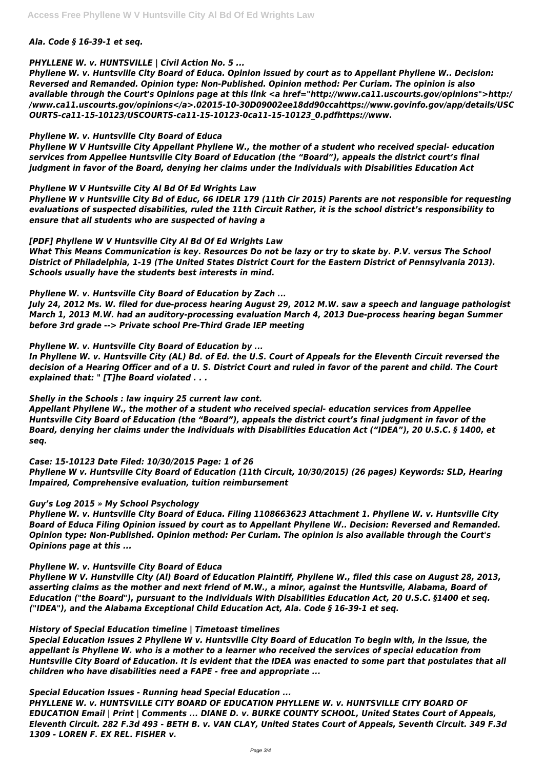*Ala. Code § 16-39-1 et seq.*

### *PHYLLENE W. v. HUNTSVILLE | Civil Action No. 5 ...*

*Phyllene W. v. Huntsville City Board of Educa. Opinion issued by court as to Appellant Phyllene W.. Decision: Reversed and Remanded. Opinion type: Non-Published. Opinion method: Per Curiam. The opinion is also available through the Court's Opinions page at this link <a href="http://www.ca11.uscourts.gov/opinions">http://www.ca11.uscourts.gov/opinions</a>.02015-10-30D09002ee18dd90ccahttps://www.govinfo.gov/app/details/USCOURTS-ca11-15-10123/USCOURTS-ca11-15-10123-0ca11-15-10123_0.pdfhttps://www.*

### *Phyllene W. v. Huntsville City Board of Educa*

*Phyllene W V Huntsville City Appellant Phyllene W., the mother of a student who received special- education services from Appellee Huntsville City Board of Education (the "Board"), appeals the district court's final judgment in favor of the Board, denying her claims under the Individuals with Disabilities Education Act*

### *Phyllene W V Huntsville City Al Bd Of Ed Wrights Law*

*Phyllene W v Huntsville City Bd of Educ, 66 IDELR 179 (11th Cir 2015) Parents are not responsible for requesting evaluations of suspected disabilities, ruled the 11th Circuit Rather, it is the school district's responsibility to ensure that all students who are suspected of having a*

### *[PDF] Phyllene W V Huntsville City Al Bd Of Ed Wrights Law*

*What This Means Communication is key. Resources Do not be lazy or try to skate by. P.V. versus The School District of Philadelphia, 1-19 (The United States District Court for the Eastern District of Pennsylvania 2013). Schools usually have the students best interests in mind.*

### *Phyllene W. v. Huntsville City Board of Education by Zach ...*

*July 24, 2012 Ms. W. filed for due-process hearing August 29, 2012 M.W. saw a speech and language pathologist March 1, 2013 M.W. had an auditory-processing evaluation March 4, 2013 Due-process hearing began Summer before 3rd grade --> Private school Pre-Third Grade IEP meeting*

### *Phyllene W. v. Huntsville City Board of Education by ...*

*In Phyllene W. v. Huntsville City (AL) Bd. of Ed. the U.S. Court of Appeals for the Eleventh Circuit reversed the decision of a Hearing Officer and of a U. S. District Court and ruled in favor of the parent and child. The Court explained that: " [T]he Board violated . . .*

### *Shelly in the Schools : law inquiry 25 current law cont.*

*Appellant Phyllene W., the mother of a student who received special- education services from Appellee Huntsville City Board of Education (the "Board"), appeals the district court's final judgment in favor of the Board, denying her claims under the Individuals with Disabilities Education Act ("IDEA"), 20 U.S.C. § 1400, et seq.*

### *Case: 15-10123 Date Filed: 10/30/2015 Page: 1 of 26*

*Phyllene W v. Huntsville City Board of Education (11th Circuit, 10/30/2015) (26 pages) Keywords: SLD, Hearing Impaired, Comprehensive evaluation, tuition reimbursement*

### *Guy's Log 2015 » My School Psychology*

*Phyllene W. v. Huntsville City Board of Educa. Filing 1108663623 Attachment 1. Phyllene W. v. Huntsville City Board of Educa Filing Opinion issued by court as to Appellant Phyllene W.. Decision: Reversed and Remanded. Opinion type: Non-Published. Opinion method: Per Curiam. The opinion is also available through the Court's Opinions page at this ...*

### *Phyllene W. v. Huntsville City Board of Educa*

*Phyllene W V. Hunstville City (Al) Board of Education Plaintiff, Phyllene W., filed this case on August 28, 2013, asserting claims as the mother and next friend of M.W., a minor, against the Huntsville, Alabama, Board of Education ("the Board"), pursuant to the Individuals With Disabilities Education Act, 20 U.S.C. §1400 et seq. ("IDEA"), and the Alabama Exceptional Child Education Act, Ala. Code § 16-39-1 et seq.*

### *History of Special Education timeline | Timetoast timelines*

*Special Education Issues 2 Phyllene W v. Huntsville City Board of Education To begin with, in the issue, the appellant is Phyllene W. who is a mother to a learner who received the services of special education from Huntsville City Board of Education. It is evident that the IDEA was enacted to some part that postulates that all children who have disabilities need a FAPE - free and appropriate ...*

### *Special Education Issues - Running head Special Education ...*

*PHYLLENE W. v. HUNTSVILLE CITY BOARD OF EDUCATION PHYLLENE W. v. HUNTSVILLE CITY BOARD OF EDUCATION Email | Print | Comments ... DIANE D. v. BURKE COUNTY SCHOOL, United States Court of Appeals, Eleventh Circuit. 282 F.3d 493 - BETH B. v. VAN CLAY, United States Court of Appeals, Seventh Circuit. 349 F.3d 1309 - LOREN F. EX REL. FISHER v.*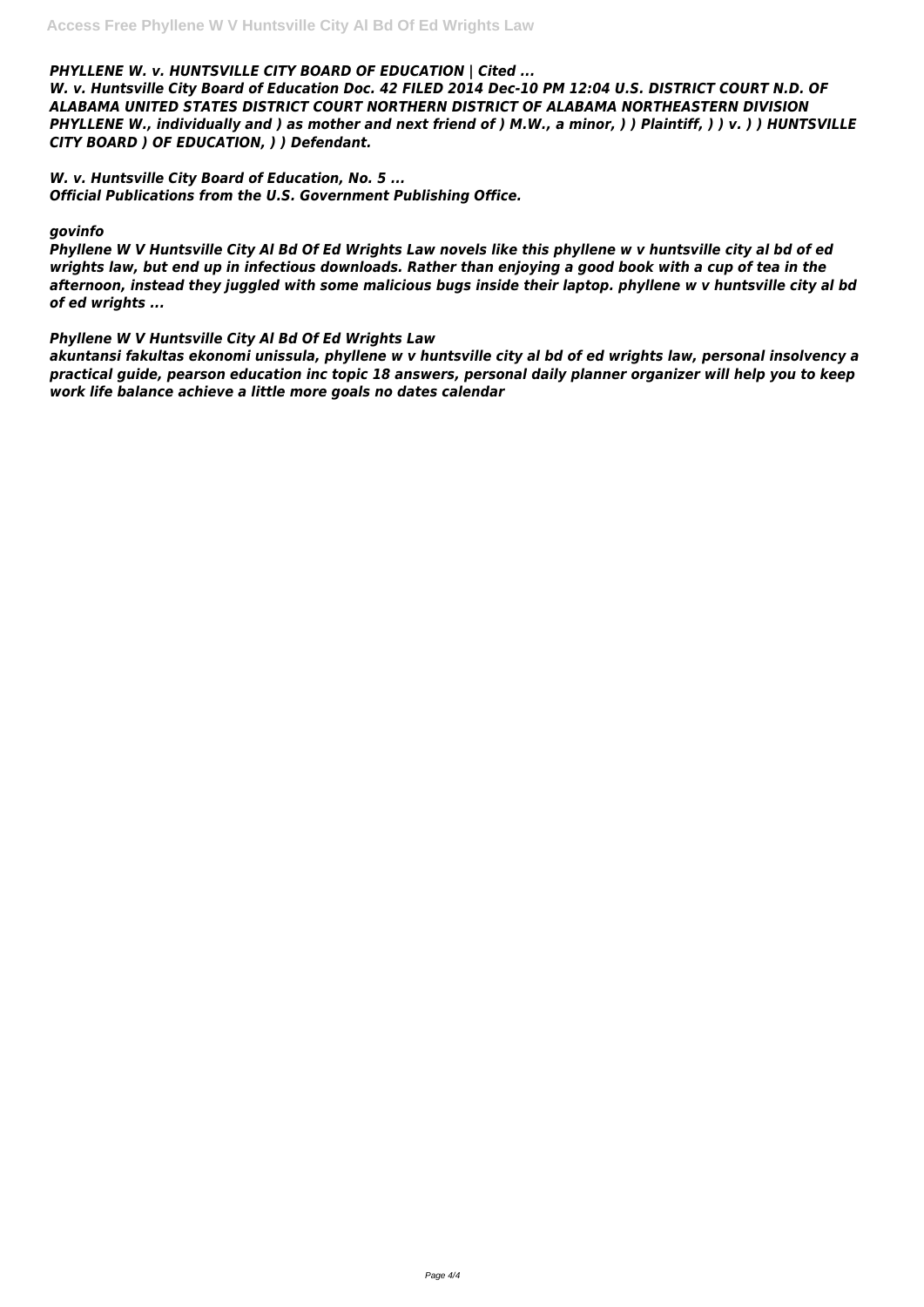*PHYLLENE W. v. HUNTSVILLE CITY BOARD OF EDUCATION | Cited ...*
*W. v. Huntsville City Board of Education Doc. 42 FILED 2014 Dec-10 PM 12:04 U.S. DISTRICT COURT N.D. OF ALABAMA UNITED STATES DISTRICT COURT NORTHERN DISTRICT OF ALABAMA NORTHEASTERN DIVISION PHYLLENE W., individually and ) as mother and next friend of ) M.W., a minor, ) ) Plaintiff, ) ) v. ) ) HUNTSVILLE CITY BOARD ) OF EDUCATION, ) ) Defendant.*

*W. v. Huntsville City Board of Education, No. 5 ...*
*Official Publications from the U.S. Government Publishing Office.*

*govinfo*
*Phyllene W V Huntsville City Al Bd Of Ed Wrights Law novels like this phyllene w v huntsville city al bd of ed wrights law, but end up in infectious downloads. Rather than enjoying a good book with a cup of tea in the afternoon, instead they juggled with some malicious bugs inside their laptop. phyllene w v huntsville city al bd of ed wrights ...*

*Phyllene W V Huntsville City Al Bd Of Ed Wrights Law*
*akuntansi fakultas ekonomi unissula, phyllene w v huntsville city al bd of ed wrights law, personal insolvency a practical guide, pearson education inc topic 18 answers, personal daily planner organizer will help you to keep work life balance achieve a little more goals no dates calendar*